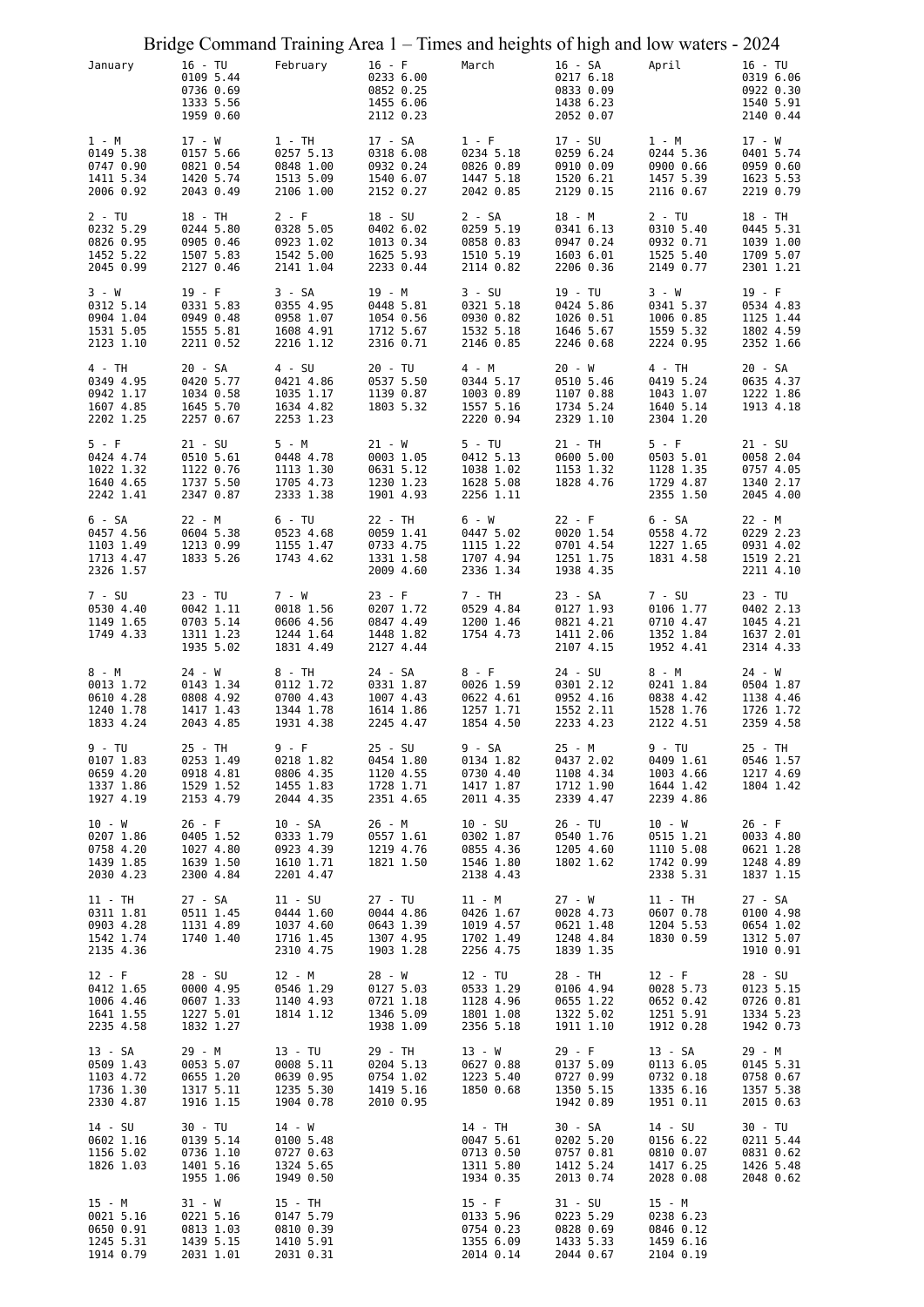# Bridge Command Training Area 1 – Times and heights of high and low waters - 2024

| January | | February | | March | | April | |
|---|---|---|---|---|---|---|---|
| | 16 - TU<br>0109 5.44<br>0736 0.69<br>1333 5.56<br>1959 0.60 | | 16 - F<br>0233 6.00<br>0852 0.25<br>1455 6.06<br>2112 0.23 | | 16 - SA<br>0217 6.18<br>0833 0.09<br>1438 6.23<br>2052 0.07 | | 16 - TU<br>0319 6.06<br>0922 0.30<br>1540 5.91<br>2140 0.44 |
| 1 - M<br>0149 5.38<br>0747 0.90<br>1411 5.34<br>2006 0.92 | 17 - W<br>0157 5.66<br>0821 0.54<br>1420 5.74<br>2043 0.49 | 1 - TH<br>0257 5.13<br>0848 1.00<br>1513 5.09<br>2106 1.00 | 17 - SA<br>0318 6.08<br>0932 0.24<br>1540 6.07<br>2152 0.27 | 1 - F<br>0234 5.18<br>0826 0.89<br>1447 5.18<br>2042 0.85 | 17 - SU<br>0259 6.24<br>0910 0.09<br>1520 6.21<br>2129 0.15 | 1 - M<br>0244 5.36<br>0900 0.66<br>1457 5.39<br>2116 0.67 | 17 - W<br>0401 5.74<br>0959 0.60<br>1623 5.53<br>2219 0.79 |
| 2 - TU<br>0232 5.29<br>0826 0.95<br>1452 5.22<br>2045 0.99 | 18 - TH<br>0244 5.80<br>0905 0.46<br>1507 5.83<br>2127 0.46 | 2 - F<br>0328 5.05<br>0923 1.02<br>1542 5.00<br>2141 1.04 | 18 - SU<br>0402 6.02<br>1013 0.34<br>1625 5.93<br>2233 0.44 | 2 - SA<br>0259 5.19<br>0858 0.83<br>1510 5.19<br>2114 0.82 | 18 - M<br>0341 6.13<br>0947 0.24<br>1603 6.01<br>2206 0.36 | 2 - TU<br>0310 5.40<br>0932 0.71<br>1525 5.40<br>2149 0.77 | 18 - TH<br>0445 5.31<br>1039 1.00<br>1709 5.07<br>2301 1.21 |
| 3 - W<br>0312 5.14<br>0904 1.04<br>1531 5.05<br>2123 1.10 | 19 - F<br>0331 5.83<br>0949 0.48<br>1555 5.81<br>2211 0.52 | 3 - SA<br>0355 4.95<br>0958 1.07<br>1608 4.91<br>2216 1.12 | 19 - M<br>0448 5.81<br>1054 0.56<br>1712 5.67<br>2316 0.71 | 3 - SU<br>0321 5.18<br>0930 0.82<br>1532 5.18<br>2146 0.85 | 19 - TU<br>0424 5.86<br>1026 0.51<br>1646 5.67<br>2246 0.68 | 3 - W<br>0341 5.37<br>1006 0.85<br>1559 5.32<br>2224 0.95 | 19 - F<br>0534 4.83<br>1125 1.44<br>1802 4.59<br>2352 1.66 |
| 4 - TH<br>0349 4.95<br>0942 1.17<br>1607 4.85<br>2202 1.25 | 20 - SA<br>0420 5.77<br>1034 0.58<br>1645 5.70<br>2257 0.67 | 4 - SU<br>0421 4.86<br>1035 1.17<br>1634 4.82<br>2253 1.23 | 20 - TU<br>0537 5.50<br>1139 0.87<br>1803 5.32 | 4 - M<br>0344 5.17<br>1003 0.89<br>1557 5.16<br>2220 0.94 | 20 - W<br>0510 5.46<br>1107 0.88<br>1734 5.24<br>2329 1.10 | 4 - TH<br>0419 5.24<br>1043 1.07<br>1640 5.14<br>2304 1.20 | 20 - SA<br>0635 4.37<br>1222 1.86<br>1913 4.18 |
| 5 - F<br>0424 4.74<br>1022 1.32<br>1640 4.65<br>2242 1.41 | 21 - SU<br>0510 5.61<br>1122 0.76<br>1737 5.50<br>2347 0.87 | 5 - M<br>0448 4.78<br>1113 1.30<br>1705 4.73<br>2333 1.38 | 21 - W<br>0003 1.05<br>0631 5.12<br>1230 1.23<br>1901 4.93 | 5 - TU<br>0412 5.13<br>1038 1.02<br>1628 5.08<br>2256 1.11 | 21 - TH<br>0600 5.00<br>1153 1.32<br>1828 4.76 | 5 - F<br>0503 5.01<br>1128 1.35<br>1729 4.87<br>2355 1.50 | 21 - SU<br>0058 2.04<br>0757 4.05<br>1340 2.17<br>2045 4.00 |
| 6 - SA<br>0457 4.56<br>1103 1.49<br>1713 4.47<br>2326 1.57 | 22 - M<br>0604 5.38<br>1213 0.99<br>1833 5.26 | 6 - TU<br>0523 4.68<br>1155 1.47<br>1743 4.62 | 22 - TH<br>0059 1.41<br>0733 4.75<br>1331 1.58<br>2009 4.60 | 6 - W<br>0447 5.02<br>1115 1.22<br>1707 4.94<br>2336 1.34 | 22 - F<br>0020 1.54<br>0701 4.54<br>1251 1.75<br>1938 4.35 | 6 - SA<br>0558 4.72<br>1227 1.65<br>1831 4.58 | 22 - M<br>0229 2.23<br>0931 4.02<br>1519 2.21<br>2211 4.10 |
| 7 - SU<br>0530 4.40<br>1149 1.65<br>1749 4.33 | 23 - TU<br>0042 1.11<br>0703 5.14<br>1311 1.23<br>1935 5.02 | 7 - W<br>0018 1.56<br>0606 4.56<br>1244 1.64<br>1831 4.49 | 23 - F<br>0207 1.72<br>0847 4.49<br>1448 1.82<br>2127 4.44 | 7 - TH<br>0529 4.84<br>1200 1.46<br>1754 4.73 | 23 - SA<br>0127 1.93<br>0821 4.21<br>1411 2.06<br>2107 4.15 | 7 - SU<br>0106 1.77<br>0710 4.47<br>1352 1.84<br>1952 4.41 | 23 - TU<br>0402 2.13<br>1045 4.21<br>1637 2.01<br>2314 4.33 |
| 8 - M<br>0013 1.72<br>0610 4.28<br>1240 1.78<br>1833 4.24 | 24 - W<br>0143 1.34<br>0808 4.92<br>1417 1.43<br>2043 4.85 | 8 - TH<br>0112 1.72<br>0700 4.43<br>1344 1.78<br>1931 4.38 | 24 - SA<br>0331 1.87<br>1007 4.43<br>1614 1.86<br>2245 4.47 | 8 - F<br>0026 1.59<br>0622 4.61<br>1257 1.71<br>1854 4.50 | 24 - SU<br>0301 2.12<br>0952 4.16<br>1552 2.11<br>2233 4.23 | 8 - M<br>0241 1.84<br>0838 4.42<br>1528 1.76<br>2122 4.51 | 24 - W<br>0504 1.87<br>1138 4.46<br>1726 1.72<br>2359 4.58 |
| 9 - TU<br>0107 1.83<br>0659 4.20<br>1337 1.86<br>1927 4.19 | 25 - TH<br>0253 1.49<br>0918 4.81<br>1529 1.52<br>2153 4.79 | 9 - F<br>0218 1.82<br>0806 4.35<br>1455 1.83<br>2044 4.35 | 25 - SU<br>0454 1.80<br>1120 4.55<br>1728 1.71<br>2351 4.65 | 9 - SA<br>0134 1.82<br>0730 4.40<br>1417 1.87<br>2011 4.35 | 25 - M<br>0437 2.02<br>1108 4.34<br>1712 1.90<br>2339 4.47 | 9 - TU<br>0409 1.61<br>1003 4.66<br>1644 1.42<br>2239 4.86 | 25 - TH<br>0546 1.57<br>1217 4.69<br>1804 1.42 |
| 10 - W<br>0207 1.86<br>0758 4.20<br>1439 1.85<br>2030 4.23 | 26 - F<br>0405 1.52<br>1027 4.80<br>1639 1.50<br>2300 4.84 | 10 - SA<br>0333 1.79<br>0923 4.39<br>1610 1.71<br>2201 4.47 | 26 - M<br>0557 1.61<br>1219 4.76<br>1821 1.50 | 10 - SU<br>0302 1.87<br>0855 4.36<br>1546 1.80<br>2138 4.43 | 26 - TU<br>0540 1.76<br>1205 4.60<br>1802 1.62 | 10 - W<br>0515 1.21<br>1110 5.08<br>1742 0.99<br>2338 5.31 | 26 - F<br>0033 4.80<br>0621 1.28<br>1248 4.89<br>1837 1.15 |
| 11 - TH<br>0311 1.81<br>0903 4.28<br>1542 1.74<br>2135 4.36 | 27 - SA<br>0511 1.45<br>1131 4.89<br>1740 1.40 | 11 - SU<br>0444 1.60<br>1037 4.60<br>1716 1.45<br>2310 4.75 | 27 - TU<br>0044 4.86<br>0643 1.39<br>1307 4.95<br>1903 1.28 | 11 - M<br>0426 1.67<br>1019 4.57<br>1702 1.49<br>2256 4.75 | 27 - W<br>0028 4.73<br>0621 1.48<br>1248 4.84<br>1839 1.35 | 11 - TH<br>0607 0.78<br>1204 5.53<br>1830 0.59 | 27 - SA<br>0100 4.98<br>0654 1.02<br>1312 5.07<br>1910 0.91 |
| 12 - F<br>0412 1.65<br>1006 4.46<br>1641 1.55<br>2235 4.58 | 28 - SU<br>0000 4.95<br>0607 1.33<br>1227 5.01<br>1832 1.27 | 12 - M<br>0546 1.29<br>1140 4.93<br>1814 1.12 | 28 - W<br>0127 5.03<br>0721 1.18<br>1346 5.09<br>1938 1.09 | 12 - TU<br>0533 1.29<br>1128 4.96<br>1801 1.08<br>2356 5.18 | 28 - TH<br>0106 4.94<br>0655 1.22<br>1322 5.02<br>1911 1.10 | 12 - F<br>0028 5.73<br>0652 0.42<br>1251 5.91<br>1912 0.28 | 28 - SU<br>0123 5.15<br>0726 0.81<br>1334 5.23<br>1942 0.73 |
| 13 - SA<br>0509 1.43<br>1103 4.72<br>1736 1.30<br>2330 4.87 | 29 - M<br>0053 5.07<br>0655 1.20<br>1317 5.11<br>1916 1.15 | 13 - TU<br>0008 5.11<br>0639 0.95<br>1235 5.30<br>1904 0.78 | 29 - TH<br>0204 5.13<br>0754 1.02<br>1419 5.16<br>2010 0.95 | 13 - W<br>0627 0.88<br>1223 5.40<br>1850 0.68 | 29 - F<br>0137 5.09<br>0727 0.99<br>1350 5.15<br>1942 0.89 | 13 - SA<br>0113 6.05<br>0732 0.18<br>1335 6.16<br>1951 0.11 | 29 - M<br>0145 5.31<br>0758 0.67<br>1357 5.38<br>2015 0.63 |
| 14 - SU<br>0602 1.16<br>1156 5.02<br>1826 1.03 | 30 - TU<br>0139 5.14<br>0736 1.10<br>1401 5.16<br>1955 1.06 | 14 - W<br>0100 5.48<br>0727 0.63<br>1324 5.65<br>1949 0.50 | | 14 - TH<br>0047 5.61<br>0713 0.50<br>1311 5.80<br>1934 0.35 | 30 - SA<br>0202 5.20<br>0757 0.81<br>1412 5.24<br>2013 0.74 | 14 - SU<br>0156 6.22<br>0810 0.07<br>1417 6.25<br>2028 0.08 | 30 - TU<br>0211 5.44<br>0831 0.62<br>1426 5.48<br>2048 0.62 |
| 15 - M<br>0021 5.16<br>0650 0.91<br>1245 5.31<br>1914 0.79 | 31 - W<br>0221 5.16<br>0813 1.03<br>1439 5.15<br>2031 1.01 | 15 - TH<br>0147 5.79<br>0810 0.39<br>1410 5.91<br>2031 0.31 | | 15 - F<br>0133 5.96<br>0754 0.23<br>1355 6.09<br>2014 0.14 | 31 - SU<br>0223 5.29<br>0828 0.69<br>1433 5.33<br>2044 0.67 | 15 - M<br>0238 6.23<br>0846 0.12<br>1459 6.16<br>2104 0.19 | |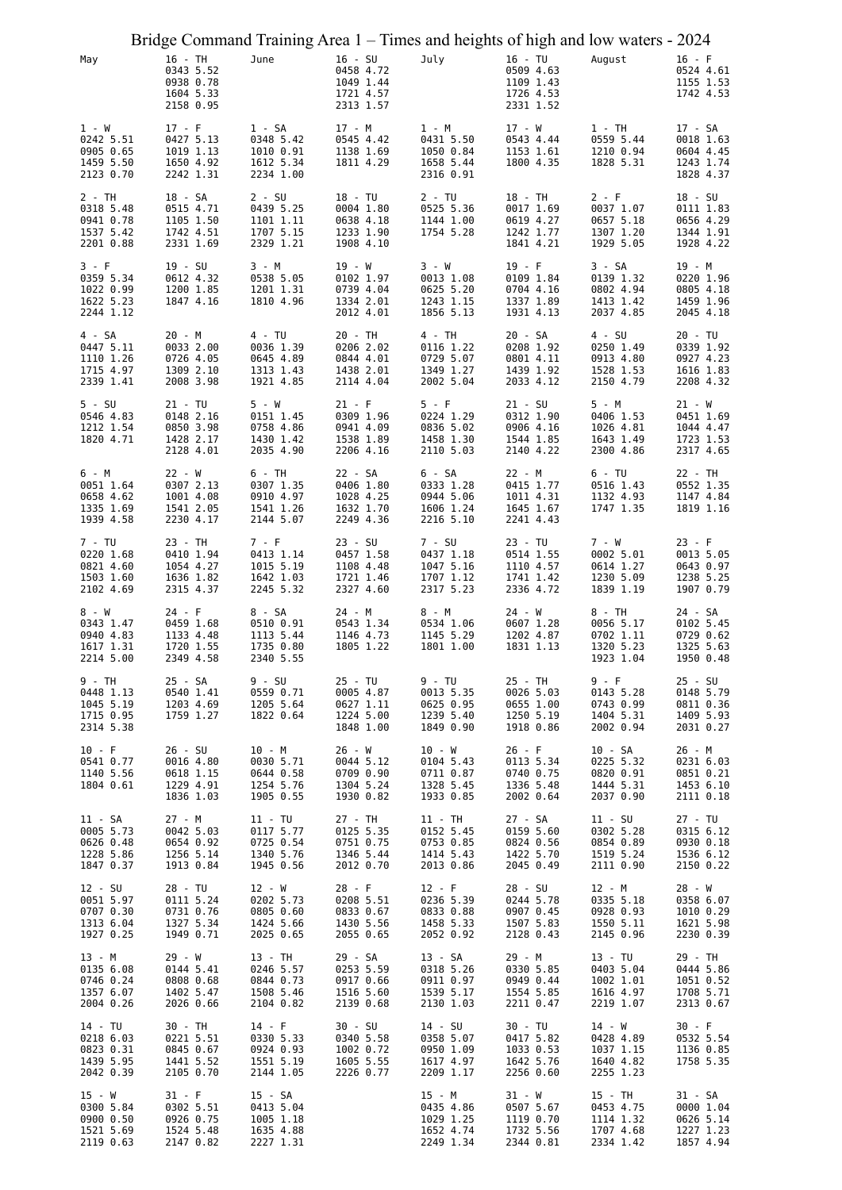# Bridge Command Training Area 1 – Times and heights of high and low waters - 2024

| May | | June | | July | | August | |
|---|---|---|---|---|---|---|---|
| | 16 - TH<br>0343 5.52<br>0938 0.78<br>1604 5.33<br>2158 0.95 | | 16 - SU<br>0458 4.72<br>1049 1.44<br>1721 4.57<br>2313 1.57 | | 16 - TU<br>0509 4.63<br>1109 1.43<br>1726 4.53<br>2331 1.52 | | 16 - F<br>0524 4.61<br>1155 1.53<br>1742 4.53 |
| 1 - W<br>0242 5.51<br>0905 0.65<br>1459 5.50<br>2123 0.70 | 17 - F<br>0427 5.13<br>1019 1.13<br>1650 4.92<br>2242 1.31 | 1 - SA<br>0348 5.42<br>1010 0.91<br>1612 5.34<br>2234 1.00 | 17 - M<br>0545 4.42<br>1138 1.69<br>1811 4.29 | 1 - M<br>0431 5.50<br>1050 0.84<br>1658 5.44<br>2316 0.91 | 17 - W<br>0543 4.44<br>1153 1.61<br>1800 4.35 | 1 - TH<br>0559 5.44<br>1210 0.94<br>1828 5.31 | 17 - SA<br>0018 1.63<br>0604 4.45<br>1243 1.74<br>1828 4.37 |
| 2 - TH<br>0318 5.48<br>0941 0.78<br>1537 5.42<br>2201 0.88 | 18 - SA<br>0515 4.71<br>1105 1.50<br>1742 4.51<br>2331 1.69 | 2 - SU<br>0439 5.25<br>1101 1.11<br>1707 5.15<br>2329 1.21 | 18 - TU<br>0004 1.80<br>0638 4.18<br>1233 1.90<br>1908 4.10 | 2 - TU<br>0525 5.36<br>1144 1.00<br>1754 5.28 | 18 - TH<br>0017 1.69<br>0619 4.27<br>1242 1.77<br>1841 4.21 | 2 - F<br>0037 1.07<br>0657 5.18<br>1307 1.20<br>1929 5.05 | 18 - SU<br>0111 1.83<br>0656 4.29<br>1344 1.91<br>1928 4.22 |
| 3 - F<br>0359 5.34<br>1022 0.99<br>1622 5.23<br>2244 1.12 | 19 - SU<br>0612 4.32<br>1200 1.85<br>1847 4.16 | 3 - M<br>0538 5.05<br>1201 1.31<br>1810 4.96 | 19 - W<br>0102 1.97<br>0739 4.04<br>1334 2.01<br>2012 4.01 | 3 - W<br>0013 1.08<br>0625 5.20<br>1243 1.15<br>1856 5.13 | 19 - F<br>0109 1.84<br>0704 4.16<br>1337 1.89<br>1931 4.13 | 3 - SA<br>0139 1.32<br>0802 4.94<br>1413 1.42<br>2037 4.85 | 19 - M<br>0220 1.96<br>0805 4.18<br>1459 1.96<br>2045 4.18 |
| 4 - SA<br>0447 5.11<br>1110 1.26<br>1715 4.97<br>2339 1.41 | 20 - M<br>0033 2.00<br>0726 4.05<br>1309 2.10<br>2008 3.98 | 4 - TU<br>0036 1.39<br>0645 4.89<br>1313 1.43<br>1921 4.85 | 20 - TH<br>0206 2.02<br>0844 4.01<br>1438 2.01<br>2114 4.04 | 4 - TH<br>0116 1.22<br>0729 5.07<br>1349 1.27<br>2002 5.04 | 20 - SA<br>0208 1.92<br>0801 4.11<br>1439 1.92<br>2033 4.12 | 4 - SU<br>0250 1.49<br>0913 4.80<br>1528 1.53<br>2150 4.79 | 20 - TU<br>0339 1.92<br>0927 4.23<br>1616 1.83<br>2208 4.32 |
| 5 - SU<br>0546 4.83<br>1212 1.54<br>1820 4.71 | 21 - TU<br>0148 2.16<br>0850 3.98<br>1428 2.17<br>2128 4.01 | 5 - W<br>0151 1.45<br>0758 4.86<br>1430 1.42<br>2035 4.90 | 21 - F<br>0309 1.96<br>0941 4.09<br>1538 1.89<br>2206 4.16 | 5 - F<br>0224 1.29<br>0836 5.02<br>1458 1.30<br>2110 5.03 | 21 - SU<br>0312 1.90<br>0906 4.16<br>1544 1.85<br>2140 4.22 | 5 - M<br>0406 1.53<br>1026 4.81<br>1643 1.49<br>2300 4.86 | 21 - W<br>0451 1.69<br>1044 4.47<br>1723 1.53<br>2317 4.65 |
| 6 - M<br>0051 1.64<br>0658 4.62<br>1335 1.69<br>1939 4.58 | 22 - W<br>0307 2.13<br>1001 4.08<br>1541 2.05<br>2230 4.17 | 6 - TH<br>0307 1.35<br>0910 4.97<br>1541 1.26<br>2144 5.07 | 22 - SA<br>0406 1.80<br>1028 4.25<br>1632 1.70<br>2249 4.36 | 6 - SA<br>0333 1.28<br>0944 5.06<br>1606 1.24<br>2216 5.10 | 22 - M<br>0415 1.77<br>1011 4.31<br>1645 1.67<br>2241 4.43 | 6 - TU<br>0516 1.43<br>1132 4.93<br>1747 1.35 | 22 - TH<br>0552 1.35<br>1147 4.84<br>1819 1.16 |
| 7 - TU<br>0220 1.68<br>0821 4.60<br>1503 1.60<br>2102 4.69 | 23 - TH<br>0410 1.94<br>1054 4.27<br>1636 1.82<br>2315 4.37 | 7 - F<br>0413 1.14<br>1015 5.19<br>1642 1.03<br>2245 5.32 | 23 - SU<br>0457 1.58<br>1108 4.48<br>1721 1.46<br>2327 4.60 | 7 - SU<br>0437 1.18<br>1047 5.16<br>1707 1.12<br>2317 5.23 | 23 - TU<br>0514 1.55<br>1110 4.57<br>1741 1.42<br>2336 4.72 | 7 - W<br>0002 5.01<br>0614 1.27<br>1230 5.09<br>1839 1.19 | 23 - F<br>0013 5.05<br>0643 0.97<br>1238 5.25<br>1907 0.79 |
| 8 - W<br>0343 1.47<br>0940 4.83<br>1617 1.31<br>2214 5.00 | 24 - F<br>0459 1.68<br>1133 4.48<br>1720 1.55<br>2349 4.58 | 8 - SA<br>0510 0.91<br>1113 5.44<br>1735 0.80<br>2340 5.55 | 24 - M<br>0543 1.34<br>1146 4.73<br>1805 1.22 | 8 - M<br>0534 1.06<br>1145 5.29<br>1801 1.00 | 24 - W<br>0607 1.28<br>1202 4.87<br>1831 1.13 | 8 - TH<br>0056 5.17<br>0702 1.11<br>1320 5.23<br>1923 1.04 | 24 - SA<br>0102 5.45<br>0729 0.62<br>1325 5.63<br>1950 0.48 |
| 9 - TH<br>0448 1.13<br>1045 5.19<br>1715 0.95<br>2314 5.38 | 25 - SA<br>0540 1.41<br>1203 4.69<br>1759 1.27 | 9 - SU<br>0559 0.71<br>1205 5.64<br>1822 0.64 | 25 - TU<br>0005 4.87<br>0627 1.11<br>1224 5.00<br>1848 1.00 | 9 - TU<br>0013 5.35<br>0625 0.95<br>1239 5.40<br>1849 0.90 | 25 - TH<br>0026 5.03<br>0655 1.00<br>1250 5.19<br>1918 0.86 | 9 - F<br>0143 5.28<br>0743 0.99<br>1404 5.31<br>2002 0.94 | 25 - SU<br>0148 5.79<br>0811 0.36<br>1409 5.93<br>2031 0.27 |
| 10 - F<br>0541 0.77<br>1140 5.56<br>1804 0.61 | 26 - SU<br>0016 4.80<br>0618 1.15<br>1229 4.91<br>1836 1.03 | 10 - M<br>0030 5.71<br>0644 0.58<br>1254 5.76<br>1905 0.55 | 26 - W<br>0044 5.12<br>0709 0.90<br>1304 5.24<br>1930 0.82 | 10 - W<br>0104 5.43<br>0711 0.87<br>1328 5.45<br>1933 0.85 | 26 - F<br>0113 5.34<br>0740 0.75<br>1336 5.48<br>2002 0.64 | 10 - SA<br>0225 5.32<br>0820 0.91<br>1444 5.31<br>2037 0.90 | 26 - M<br>0231 6.03<br>0851 0.21<br>1453 6.10<br>2111 0.18 |
| 11 - SA<br>0005 5.73<br>0626 0.48<br>1228 5.86<br>1847 0.37 | 27 - M<br>0042 5.03<br>0654 0.92<br>1256 5.14<br>1913 0.84 | 11 - TU<br>0117 5.77<br>0725 0.54<br>1340 5.76<br>1945 0.56 | 27 - TH<br>0125 5.35<br>0751 0.75<br>1346 5.44<br>2012 0.70 | 11 - TH<br>0152 5.45<br>0753 0.85<br>1414 5.43<br>2013 0.86 | 27 - SA<br>0159 5.60<br>0824 0.56<br>1422 5.70<br>2045 0.49 | 11 - SU<br>0302 5.28<br>0854 0.89<br>1519 5.24<br>2111 0.90 | 27 - TU<br>0315 6.12<br>0930 0.18<br>1536 6.12<br>2150 0.22 |
| 12 - SU<br>0051 5.97<br>0707 0.30<br>1313 6.04<br>1927 0.25 | 28 - TU<br>0111 5.24<br>0731 0.76<br>1327 5.34<br>1949 0.71 | 12 - W<br>0202 5.73<br>0805 0.60<br>1424 5.66<br>2025 0.65 | 28 - F<br>0208 5.51<br>0833 0.67<br>1430 5.56<br>2055 0.65 | 12 - F<br>0236 5.39<br>0833 0.88<br>1458 5.33<br>2052 0.92 | 28 - SU<br>0244 5.78<br>0907 0.45<br>1507 5.83<br>2128 0.43 | 12 - M<br>0335 5.18<br>0928 0.93<br>1550 5.11<br>2145 0.96 | 28 - W<br>0358 6.07<br>1010 0.29<br>1621 5.98<br>2230 0.39 |
| 13 - M<br>0135 6.08<br>0746 0.24<br>1357 6.07<br>2004 0.26 | 29 - W<br>0144 5.41<br>0808 0.68<br>1402 5.47<br>2026 0.66 | 13 - TH<br>0246 5.57<br>0844 0.73<br>1508 5.46<br>2104 0.82 | 29 - SA<br>0253 5.59<br>0917 0.66<br>1516 5.60<br>2139 0.68 | 13 - SA<br>0318 5.26<br>0911 0.97<br>1539 5.17<br>2130 1.03 | 29 - M<br>0330 5.85<br>0949 0.44<br>1554 5.85<br>2211 0.47 | 13 - TU<br>0403 5.04<br>1002 1.01<br>1616 4.97<br>2219 1.07 | 29 - TH<br>0444 5.86<br>1051 0.52<br>1708 5.71<br>2313 0.67 |
| 14 - TU<br>0218 6.03<br>0823 0.31<br>1439 5.95<br>2042 0.39 | 30 - TH<br>0221 5.51<br>0845 0.67<br>1441 5.52<br>2105 0.70 | 14 - F<br>0330 5.33<br>0924 0.93<br>1551 5.19<br>2144 1.05 | 30 - SU<br>0340 5.58<br>1002 0.72<br>1605 5.55<br>2226 0.77 | 14 - SU<br>0358 5.07<br>0950 1.09<br>1617 4.97<br>2209 1.17 | 30 - TU<br>0417 5.82<br>1033 0.53<br>1642 5.76<br>2256 0.60 | 14 - W<br>0428 4.89<br>1037 1.15<br>1640 4.82<br>2255 1.23 | 30 - F<br>0532 5.54<br>1136 0.85<br>1758 5.35 |
| 15 - W<br>0300 5.84<br>0900 0.50<br>1521 5.69<br>2119 0.63 | 31 - F<br>0302 5.51<br>0926 0.75<br>1524 5.48<br>2147 0.82 | 15 - SA<br>0413 5.04<br>1005 1.18<br>1635 4.88<br>2227 1.31 | | 15 - M<br>0435 4.86<br>1029 1.25<br>1652 4.74<br>2249 1.34 | 31 - W<br>0507 5.67<br>1119 0.70<br>1732 5.56<br>2344 0.81 | 15 - TH<br>0453 4.75<br>1114 1.32<br>1707 4.68<br>2334 1.42 | 31 - SA<br>0000 1.04<br>0626 5.14<br>1227 1.23<br>1857 4.94 |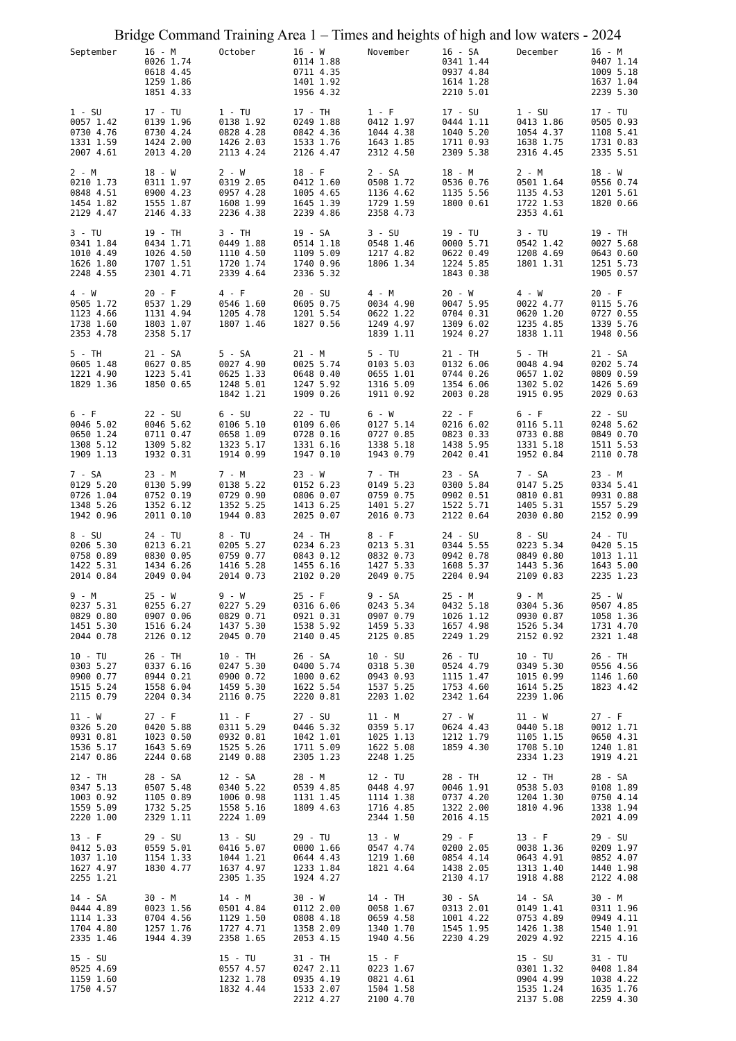# Bridge Command Training Area 1 – Times and heights of high and low waters - 2024

| | | | | | | | |
|---|---|---|---|---|---|---|---|
| September | 16 - M<br>0026 1.74<br>0618 4.45<br>1259 1.86<br>1851 4.33 | October | 16 - W<br>0114 1.88<br>0711 4.35<br>1401 1.92<br>1956 4.32 | November | 16 - SA<br>0341 1.44<br>0937 4.84<br>1614 1.28<br>2210 5.01 | December | 16 - M<br>0407 1.14<br>1009 5.18<br>1637 1.04<br>2239 5.30 |
| 1 - SU<br>0057 1.42<br>0730 4.76<br>1331 1.59<br>2007 4.61 | 17 - TU<br>0139 1.96<br>0730 4.24<br>1424 2.00<br>2013 4.20 | 1 - TU<br>0138 1.92<br>0828 4.28<br>1426 2.03<br>2113 4.24 | 17 - TH<br>0249 1.88<br>0842 4.36<br>1533 1.76<br>2126 4.47 | 1 - F<br>0412 1.97<br>1044 4.38<br>1643 1.85<br>2312 4.50 | 17 - SU<br>0444 1.11<br>1040 5.20<br>1711 0.93<br>2309 5.38 | 1 - SU<br>0413 1.86<br>1054 4.37<br>1638 1.75<br>2316 4.45 | 17 - TU<br>0505 0.93<br>1108 5.41<br>1731 0.83<br>2335 5.51 |
| 2 - M<br>0210 1.73<br>0848 4.51<br>1454 1.82<br>2129 4.47 | 18 - W<br>0311 1.97<br>0900 4.23<br>1555 1.87<br>2146 4.33 | 2 - W<br>0319 2.05<br>0957 4.28<br>1608 1.99<br>2236 4.38 | 18 - F<br>0412 1.60<br>1005 4.65<br>1645 1.39<br>2239 4.86 | 2 - SA<br>0508 1.72<br>1136 4.62<br>1729 1.59<br>2358 4.73 | 18 - M<br>0536 0.76<br>1135 5.56<br>1800 0.61 | 2 - M<br>0501 1.64<br>1135 4.53<br>1722 1.53<br>2353 4.61 | 18 - W<br>0556 0.74<br>1201 5.61<br>1820 0.66 |
| 3 - TU<br>0341 1.84<br>1010 4.49<br>1626 1.80<br>2248 4.55 | 19 - TH<br>0434 1.71<br>1026 4.50<br>1707 1.51<br>2301 4.71 | 3 - TH<br>0449 1.88<br>1110 4.50<br>1720 1.74<br>2339 4.64 | 19 - SA<br>0514 1.18<br>1109 5.09<br>1740 0.96<br>2336 5.32 | 3 - SU<br>0548 1.46<br>1217 4.82<br>1806 1.34 | 19 - TU<br>0000 5.71<br>0622 0.49<br>1224 5.85<br>1843 0.38 | 3 - TU<br>0542 1.42<br>1208 4.69<br>1801 1.31 | 19 - TH<br>0027 5.68<br>0643 0.60<br>1251 5.73<br>1905 0.57 |
| 4 - W<br>0505 1.72<br>1123 4.66<br>1738 1.60<br>2353 4.78 | 20 - F<br>0537 1.29<br>1131 4.94<br>1803 1.07<br>2358 5.17 | 4 - F<br>0546 1.60<br>1205 4.78<br>1807 1.46 | 20 - SU<br>0605 0.75<br>1201 5.54<br>1827 0.56 | 4 - M<br>0034 4.90<br>0622 1.22<br>1249 4.97<br>1839 1.11 | 20 - W<br>0047 5.95<br>0704 0.31<br>1309 6.02<br>1924 0.27 | 4 - W<br>0022 4.77<br>0620 1.20<br>1235 4.85<br>1838 1.11 | 20 - F<br>0115 5.76<br>0727 0.55<br>1339 5.76<br>1948 0.56 |
| 5 - TH<br>0605 1.48<br>1221 4.90<br>1829 1.36 | 21 - SA<br>0627 0.85<br>1223 5.41<br>1850 0.65 | 5 - SA<br>0027 4.90<br>0625 1.33<br>1248 5.01<br>1842 1.21 | 21 - M<br>0025 5.74<br>0648 0.40<br>1247 5.92<br>1909 0.26 | 5 - TU<br>0103 5.03<br>0655 1.01<br>1316 5.09<br>1911 0.92 | 21 - TH<br>0132 6.06<br>0744 0.26<br>1354 6.06<br>2003 0.28 | 5 - TH<br>0048 4.94<br>0657 1.02<br>1302 5.02<br>1915 0.95 | 21 - SA<br>0202 5.74<br>0809 0.59<br>1426 5.69<br>2029 0.63 |
| 6 - F<br>0046 5.02<br>0650 1.24<br>1308 5.12<br>1909 1.13 | 22 - SU<br>0046 5.62<br>0711 0.47<br>1309 5.82<br>1932 0.31 | 6 - SU<br>0106 5.10<br>0658 1.09<br>1323 5.17<br>1914 0.99 | 22 - TU<br>0109 6.06<br>0728 0.16<br>1331 6.16<br>1947 0.10 | 6 - W<br>0127 5.14<br>0727 0.85<br>1338 5.18<br>1943 0.79 | 22 - F<br>0216 6.02<br>0823 0.33<br>1438 5.95<br>2042 0.41 | 6 - F<br>0116 5.11<br>0733 0.88<br>1331 5.18<br>1952 0.84 | 22 - SU<br>0248 5.62<br>0849 0.70<br>1511 5.53<br>2110 0.78 |
| 7 - SA<br>0129 5.20<br>0726 1.04<br>1348 5.26<br>1942 0.96 | 23 - M<br>0130 5.99<br>0752 0.19<br>1352 6.12<br>2011 0.10 | 7 - M<br>0138 5.22<br>0729 0.90<br>1352 5.25<br>1944 0.83 | 23 - W<br>0152 6.23<br>0806 0.07<br>1413 6.25<br>2025 0.07 | 7 - TH<br>0149 5.23<br>0759 0.75<br>1401 5.27<br>2016 0.73 | 23 - SA<br>0300 5.84<br>0902 0.51<br>1522 5.71<br>2122 0.64 | 7 - SA<br>0147 5.25<br>0810 0.81<br>1405 5.31<br>2030 0.80 | 23 - M<br>0334 5.41<br>0931 0.88<br>1557 5.29<br>2152 0.99 |
| 8 - SU<br>0206 5.30<br>0758 0.89<br>1422 5.31<br>2014 0.84 | 24 - TU<br>0213 6.21<br>0830 0.05<br>1434 6.26<br>2049 0.04 | 8 - TU<br>0205 5.27<br>0759 0.77<br>1416 5.28<br>2014 0.73 | 24 - TH<br>0234 6.23<br>0843 0.12<br>1455 6.16<br>2102 0.20 | 8 - F<br>0213 5.31<br>0832 0.73<br>1427 5.33<br>2049 0.75 | 24 - SU<br>0344 5.55<br>0942 0.78<br>1608 5.37<br>2204 0.94 | 8 - SU<br>0223 5.34<br>0849 0.80<br>1443 5.36<br>2109 0.83 | 24 - TU<br>0420 5.15<br>1013 1.11<br>1643 5.00<br>2235 1.23 |
| 9 - M<br>0237 5.31<br>0829 0.80<br>1451 5.30<br>2044 0.78 | 25 - W<br>0255 6.27<br>0907 0.06<br>1516 6.24<br>2126 0.12 | 9 - W<br>0227 5.29<br>0829 0.71<br>1437 5.30<br>2045 0.70 | 25 - F<br>0316 6.06<br>0921 0.31<br>1538 5.92<br>2140 0.45 | 9 - SA<br>0243 5.34<br>0907 0.79<br>1459 5.33<br>2125 0.85 | 25 - M<br>0432 5.18<br>1026 1.12<br>1657 4.98<br>2249 1.29 | 9 - M<br>0304 5.36<br>0930 0.87<br>1526 5.34<br>2152 0.92 | 25 - W<br>0507 4.85<br>1058 1.36<br>1731 4.70<br>2321 1.48 |
| 10 - TU<br>0303 5.27<br>0900 0.77<br>1515 5.24<br>2115 0.79 | 26 - TH<br>0337 6.16<br>0944 0.21<br>1558 6.04<br>2204 0.34 | 10 - TH<br>0247 5.30<br>0900 0.72<br>1459 5.30<br>2116 0.75 | 26 - SA<br>0400 5.74<br>1000 0.62<br>1622 5.54<br>2220 0.81 | 10 - SU<br>0318 5.30<br>0943 0.93<br>1537 5.25<br>2203 1.02 | 26 - TU<br>0524 4.79<br>1115 1.47<br>1753 4.60<br>2342 1.64 | 10 - TU<br>0349 5.30<br>1015 0.99<br>1614 5.25<br>2239 1.06 | 26 - TH<br>0556 4.56<br>1146 1.60<br>1823 4.42 |
| 11 - W<br>0326 5.20<br>0931 0.81<br>1536 5.17<br>2147 0.86 | 27 - F<br>0420 5.88<br>1023 0.50<br>1643 5.69<br>2244 0.68 | 11 - F<br>0311 5.29<br>0932 0.81<br>1525 5.26<br>2149 0.88 | 27 - SU<br>0446 5.32<br>1042 1.01<br>1711 5.09<br>2305 1.23 | 11 - M<br>0359 5.17<br>1025 1.13<br>1622 5.08<br>2248 1.25 | 27 - W<br>0624 4.43<br>1212 1.79<br>1859 4.30 | 11 - W<br>0440 5.18<br>1105 1.15<br>1708 5.10<br>2334 1.23 | 27 - F<br>0012 1.71<br>0650 4.31<br>1240 1.81<br>1919 4.21 |
| 12 - TH<br>0347 5.13<br>1003 0.92<br>1559 5.09<br>2220 1.00 | 28 - SA<br>0507 5.48<br>1105 0.89<br>1732 5.25<br>2329 1.11 | 12 - SA<br>0340 5.22<br>1006 0.98<br>1558 5.16<br>2224 1.09 | 28 - M<br>0539 4.85<br>1131 1.45<br>1809 4.63 | 12 - TU<br>0448 4.97<br>1114 1.38<br>1716 4.85<br>2344 1.50 | 28 - TH<br>0046 1.91<br>0737 4.20<br>1322 2.00<br>2016 4.15 | 12 - TH<br>0538 5.03<br>1204 1.30<br>1810 4.96 | 28 - SA<br>0108 1.89<br>0750 4.14<br>1338 1.94<br>2021 4.09 |
| 13 - F<br>0412 5.03<br>1037 1.10<br>1627 4.97<br>2255 1.21 | 29 - SU<br>0559 5.01<br>1154 1.33<br>1830 4.77 | 13 - SU<br>0416 5.07<br>1044 1.21<br>1637 4.97<br>2305 1.35 | 29 - TU<br>0000 1.66<br>0644 4.43<br>1233 1.84<br>1924 4.27 | 13 - W<br>0547 4.74<br>1219 1.60<br>1821 4.64 | 29 - F<br>0200 2.05<br>0854 4.14<br>1438 2.05<br>2130 4.17 | 13 - F<br>0038 1.36<br>0643 4.91<br>1313 1.40<br>1918 4.88 | 29 - SU<br>0209 1.97<br>0852 4.07<br>1440 1.98<br>2122 4.08 |
| 14 - SA<br>0444 4.89<br>1114 1.33<br>1704 4.80<br>2335 1.46 | 30 - M<br>0023 1.56<br>0704 4.56<br>1257 1.76<br>1944 4.39 | 14 - M<br>0501 4.84<br>1129 1.50<br>1727 4.71<br>2358 1.65 | 30 - W<br>0112 2.00<br>0808 4.18<br>1358 2.09<br>2053 4.15 | 14 - TH<br>0058 1.67<br>0659 4.58<br>1340 1.70<br>1940 4.56 | 30 - SA<br>0313 2.01<br>1001 4.22<br>1545 1.95<br>2230 4.29 | 14 - SA<br>0149 1.41<br>0753 4.89<br>1426 1.38<br>2029 4.92 | 30 - M<br>0311 1.96<br>0949 4.11<br>1540 1.91<br>2215 4.16 |
| 15 - SU<br>0525 4.69<br>1159 1.60<br>1750 4.57 | | 15 - TU<br>0557 4.57<br>1232 1.78<br>1832 4.44 | 31 - TH<br>0247 2.11<br>0935 4.19<br>1533 2.07<br>2212 4.27 | 15 - F<br>0223 1.67<br>0821 4.61<br>1504 1.58<br>2100 4.70 | | 15 - SU<br>0301 1.32<br>0904 4.99<br>1535 1.24<br>2137 5.08 | 31 - TU<br>0408 1.84<br>1038 4.22<br>1635 1.76<br>2259 4.30 |